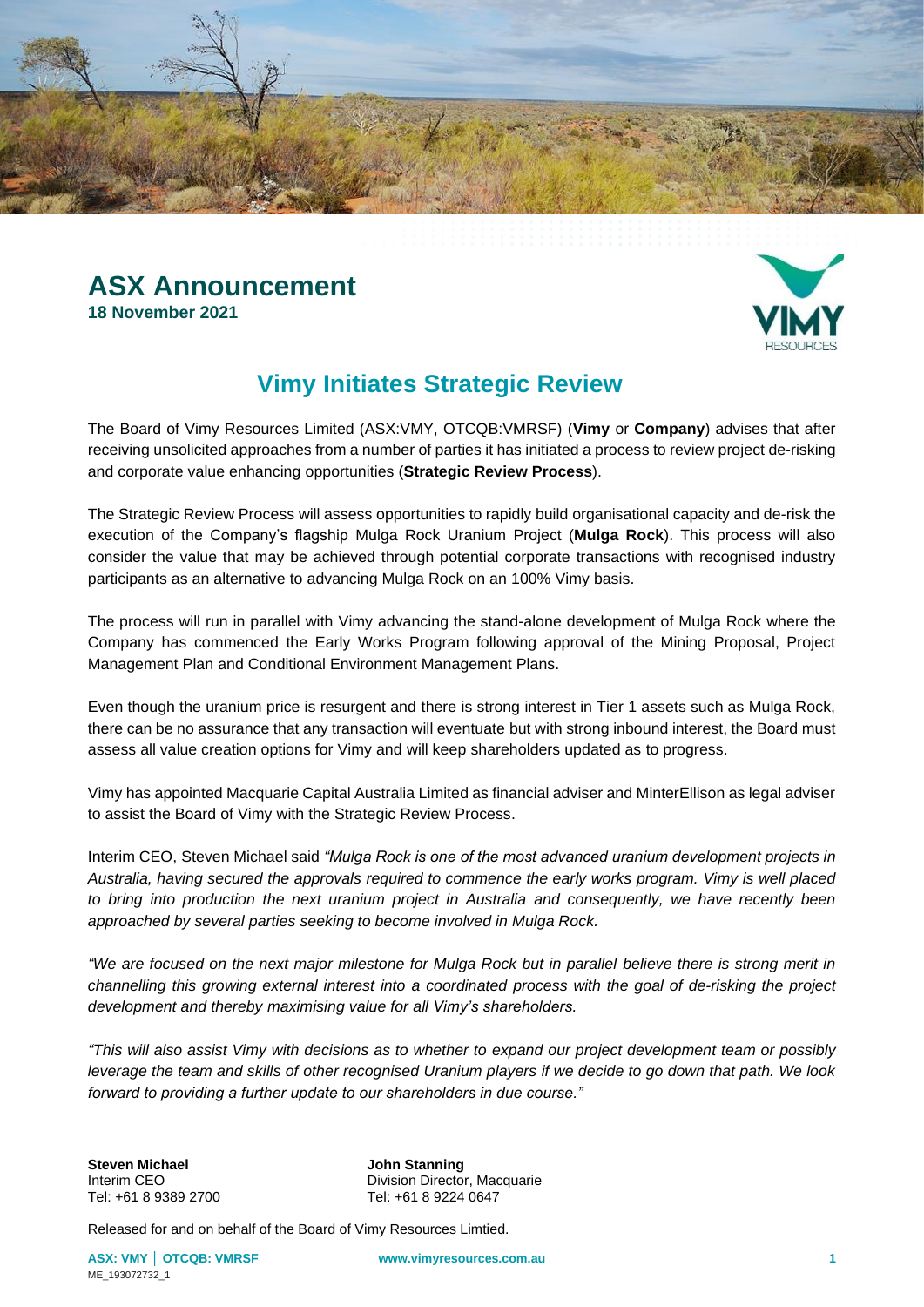# ASX Announcement

**18 November 2021**

## Vimy Initiates Strategic Review

The Board of Vimy Resources Limited (ASX:VMY, OTCQB:VMRSF) (**Vimy** or **Company**) advises that after receiving unsolicited approaches from a number of parties it has initiated a process to review project de-risking and corporate value enhancing opportunities (**Strategic Review Process**).

The Strategic Review Process will assess opportunities to rapidly build organisational capacity and de-risk the execution of the Company's flagship Mulga Rock Uranium Project (**Mulga Rock**). This process will also consider the value that may be achieved through potential corporate transactions with recognised industry participants as an alternative to advancing Mulga Rock on an 100% Vimy basis.

The process will run in parallel with Vimy advancing the stand-alone development of Mulga Rock where the Company has commenced the Early Works Program following approval of the Mining Proposal, Project Management Plan and Conditional Environment Management Plans.

Even though the uranium price is resurgent and there is strong interest in Tier 1 assets such as Mulga Rock, there can be no assurance that any transaction will eventuate but with strong inbound interest, the Board must assess all value creation options for Vimy and will keep shareholders updated as to progress.

Vimy has appointed Macquarie Capital Australia Limited as financial adviser and MinterEllison as legal adviser to assist the Board of Vimy with the Strategic Review Process.

Interim CEO, Steven Michael said *"Mulga Rock is one of the most advanced uranium development projects in Australia, having secured the approvals required to commence the early works program. Vimy is well placed to bring into production the next uranium project in Australia and consequently, we have recently been approached by several parties seeking to become involved in Mulga Rock.*

*"We are focused on the next major milestone for Mulga Rock but in parallel believe there is strong merit in channelling this growing external interest into a coordinated process with the goal of de-risking the project development and thereby maximising value for all Vimy's shareholders.*

*"This will also assist Vimy with decisions as to whether to expand our project development team or possibly leverage the team and skills of other recognised Uranium players if we decide to go down that path. We look forward to providing a further update to our shareholders in due course."*

**Steven Michael**
Interim CEO
Tel: +61 8 9389 2700

**John Stanning**
Division Director, Macquarie
Tel: +61 8 9224 0647

Released for and on behalf of the Board of Vimy Resources Limtied.

ME_193072732_1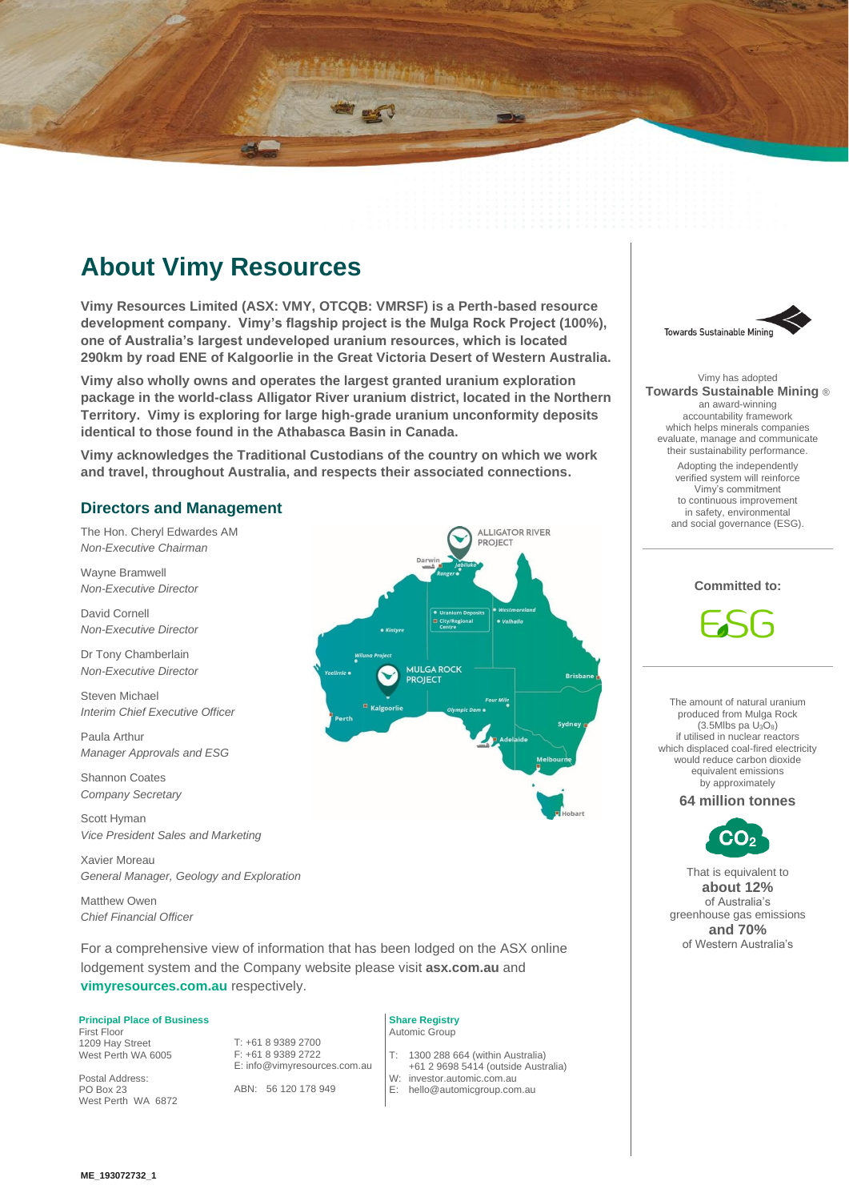# About Vimy Resources

**Vimy Resources Limited (ASX: VMY, OTCQB: VMRSF) is a Perth-based resource development company. Vimy's flagship project is the Mulga Rock Project (100%), one of Australia's largest undeveloped uranium resources, which is located 290km by road ENE of Kalgoorlie in the Great Victoria Desert of Western Australia.**

**Vimy also wholly owns and operates the largest granted uranium exploration package in the world-class Alligator River uranium district, located in the Northern Territory. Vimy is exploring for large high-grade uranium unconformity deposits identical to those found in the Athabasca Basin in Canada.**

**Vimy acknowledges the Traditional Custodians of the country on which we work and travel, throughout Australia, and respects their associated connections.**

## Directors and Management

The Hon. Cheryl Edwardes AM
*Non-Executive Chairman*

Wayne Bramwell
*Non-Executive Director*

David Cornell
*Non-Executive Director*

Dr Tony Chamberlain
*Non-Executive Director*

Steven Michael
*Interim Chief Executive Officer*

Paula Arthur
*Manager Approvals and ESG*

Shannon Coates
*Company Secretary*

Scott Hyman
*Vice President Sales and Marketing*

Xavier Moreau
*General Manager, Geology and Exploration*

Matthew Owen
*Chief Financial Officer*

ALLIGATOR RIVER PROJECT

Darwin, Jabiluka, Ranger, Westmoreland, Valhalla, Kintyre, Wiluna Project, Yeelirrie, MULGA ROCK PROJECT, Kalgoorlie, Perth, Olympic Dam, Four Mile, Adelaide, Brisbane, Sydney, Melbourne, Hobart

Uranium Deposits
City/Regional Centre

For a comprehensive view of information that has been lodged on the ASX online lodgement system and the Company website please visit **asx.com.au** and **vimyresources.com.au** respectively.

**Principal Place of Business**
First Floor
1209 Hay Street
West Perth WA 6005

T: +61 8 9389 2700
F: +61 8 9389 2722
E: info@vimyresources.com.au

Postal Address:
PO Box 23
West Perth WA 6872

ABN: 56 120 178 949

**Share Registry**
Automic Group

T: 1300 288 664 (within Australia)
+61 2 9698 5414 (outside Australia)
W: investor.automic.com.au
E: hello@automicgroup.com.au

Towards Sustainable Mining

Vimy has adopted
**Towards Sustainable Mining ®**
an award-winning accountability framework which helps minerals companies evaluate, manage and communicate their sustainability performance.

Adopting the independently verified system will reinforce Vimy's commitment to continuous improvement in safety, environmental and social governance (ESG).

**Committed to:**

ESG

The amount of natural uranium produced from Mulga Rock (3.5Mlbs pa $U_3O_8$) if utilised in nuclear reactors which displaced coal-fired electricity would reduce carbon dioxide equivalent emissions by approximately

**64 million tonnes**

$CO_2$

That is equivalent to **about 12%** of Australia's greenhouse gas emissions **and 70%** of Western Australia's

ME_193072732_1